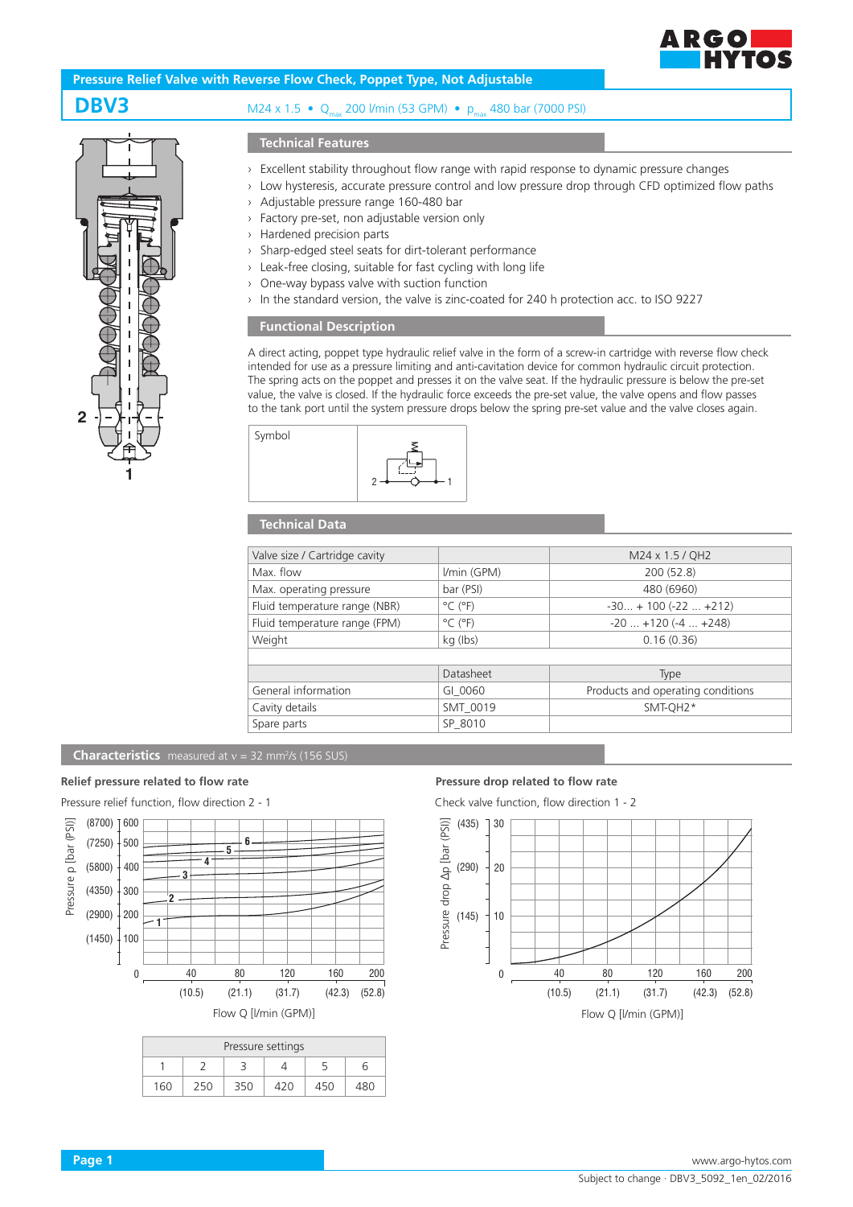# Pressure Relief Valve with Reverse Flow Check, Poppet Type, Not Adjustable

## DBV3

M24 x 1.5 • $Q_{max}$ 200 l/min (53 GPM) • $p_{max}$ 480 bar (7000 PSI)

## Technical Features

- Excellent stability throughout flow range with rapid response to dynamic pressure changes
- Low hysteresis, accurate pressure control and low pressure drop through CFD optimized flow paths
- Adjustable pressure range 160-480 bar
- Factory pre-set, non adjustable version only
- Hardened precision parts
- Sharp-edged steel seats for dirt-tolerant performance
- Leak-free closing, suitable for fast cycling with long life
- One-way bypass valve with suction function
- In the standard version, the valve is zinc-coated for 240 h protection acc. to ISO 9227

## Functional Description

A direct acting, poppet type hydraulic relief valve in the form of a screw-in cartridge with reverse flow check intended for use as a pressure limiting and anti-cavitation device for common hydraulic circuit protection. The spring acts on the poppet and presses it on the valve seat. If the hydraulic pressure is below the pre-set value, the valve is closed. If the hydraulic force exceeds the pre-set value, the valve opens and flow passes to the tank port until the system pressure drops below the spring pre-set value and the valve closes again.

| Symbol | |
|---|---|

## Technical Data

| Valve size / Cartridge cavity | | M24 x 1.5 / QH2 |
|---|---|---|
| Max. flow | l/min (GPM) | 200 (52.8) |
| Max. operating pressure | bar (PSI) | 480 (6960) |
| Fluid temperature range (NBR) | °C (°F) | -30... + 100 (-22 ... +212) |
| Fluid temperature range (FPM) | °C (°F) | -20 ... +120 (-4 ... +248) |
| Weight | kg (lbs) | 0.16 (0.36) |
| | | |
| | Datasheet | Type |
| General information | GI_0060 | Products and operating conditions |
| Cavity details | SMT_0019 | SMT-QH2* |
| Spare parts | SP_8010 | |

## Characteristics measured at ν = 32 mm²/s (156 SUS)

### Relief pressure related to flow rate

Pressure relief function, flow direction 2 - 1

| Pressure settings | | | | | |
|---|---|---|---|---|---|
| 1 | 2 | 3 | 4 | 5 | 6 |
| 160 | 250 | 350 | 420 | 450 | 480 |

### Pressure drop related to flow rate

Check valve function, flow direction 1 - 2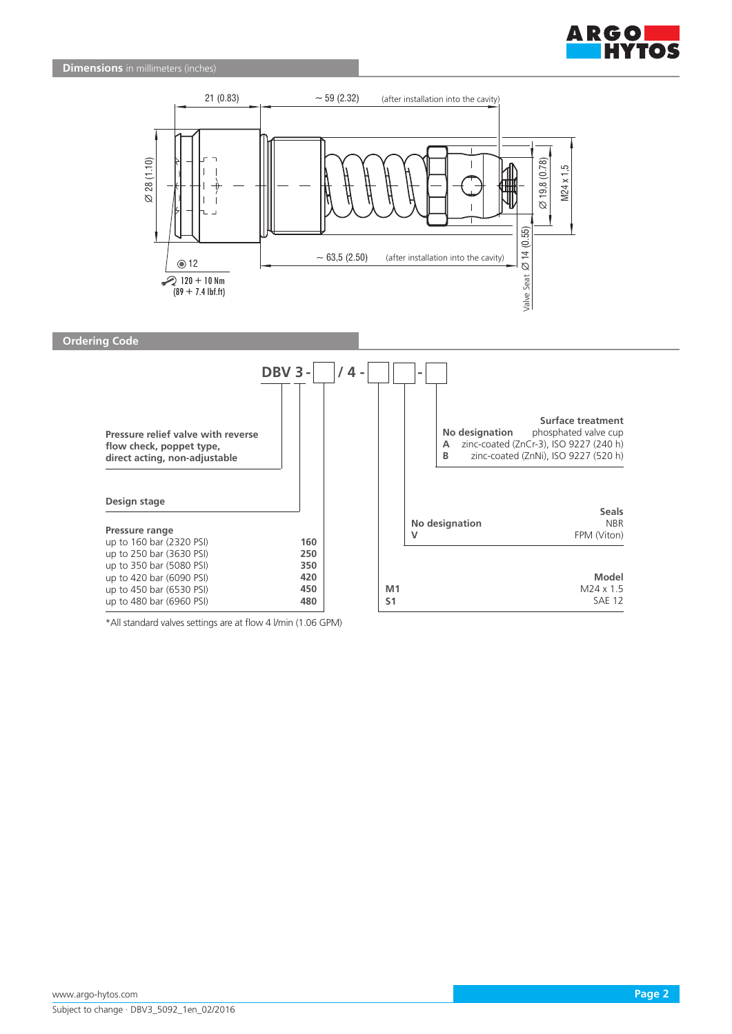## Dimensions in millimeters (inches)

21 (0.83)

~ 59 (2.32) (after installation into the cavity)

Ø 28 (1.10)

Ø 19.8 (0.78)

M24 x 1.5

Valve Seat Ø 14 (0.55)

~ 63,5 (2.50) (after installation into the cavity)

◉ 12

120 + 10 Nm
(89 + 7.4 lbf.ft)

## Ordering Code

**DBV 3 - [ ] / 4 - [ ] [ ] - [ ]**

**Pressure relief valve with reverse flow check, poppet type, direct acting, non-adjustable**

**Design stage**

**Pressure range**

| | |
|---|---|
| up to 160 bar (2320 PSI) | **160** |
| up to 250 bar (3630 PSI) | **250** |
| up to 350 bar (5080 PSI) | **350** |
| up to 420 bar (6090 PSI) | **420** |
| up to 450 bar (6530 PSI) | **450** |
| up to 480 bar (6960 PSI) | **480** |

*All standard valves settings are at flow 4 l/min (1.06 GPM)

**Surface treatment**

| | |
|---|---|
| **No designation** | phosphated valve cup |
| **A** | zinc-coated (ZnCr-3), ISO 9227 (240 h) |
| **B** | zinc-coated (ZnNi), ISO 9227 (520 h) |

**Seals**

| | |
|---|---|
| **No designation** | NBR |
| **V** | FPM (Viton) |

**Model**

| | |
|---|---|
| **M1** | M24 x 1.5 |
| **S1** | SAE 12 |

www.argo-hytos.com

Subject to change · DBV3_5092_1en_02/2016